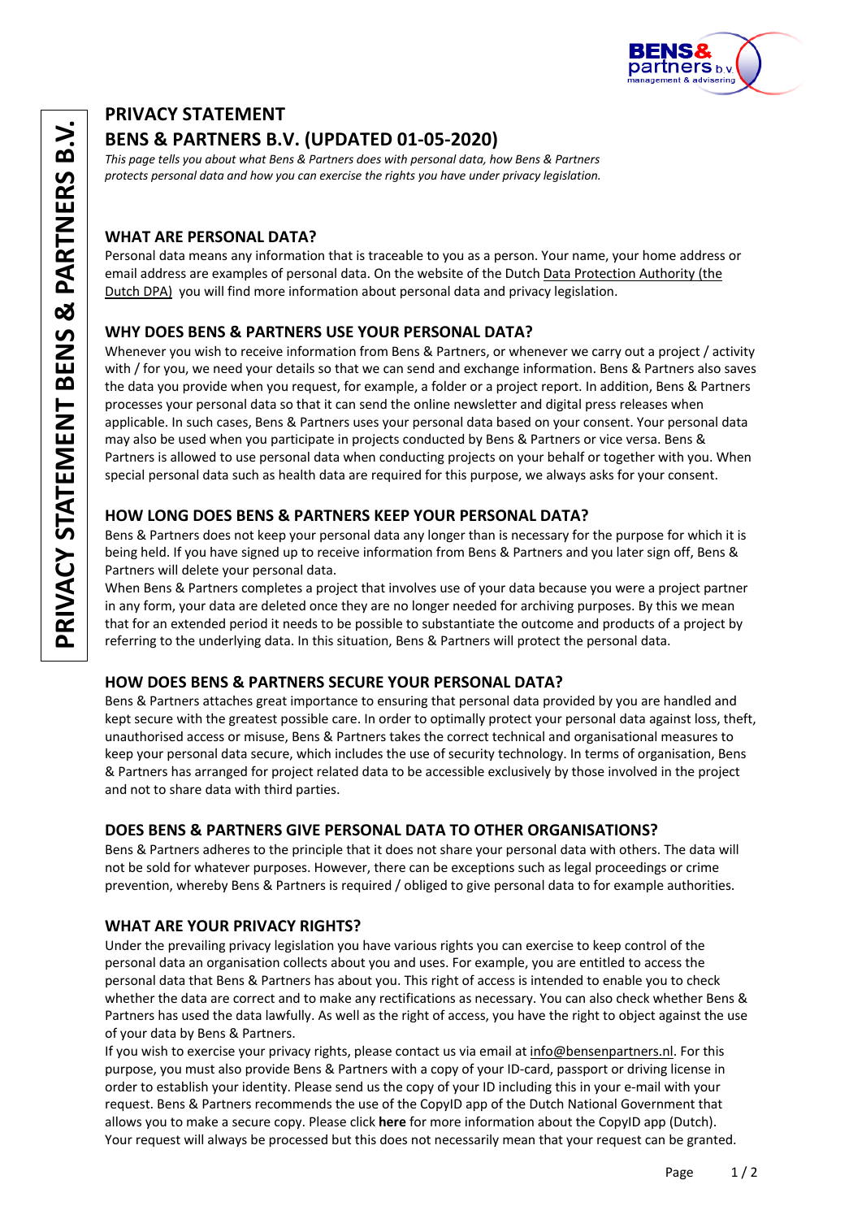# PRIVACY STATEMENT

# BENS & PARTNERS B.V. (UPDATED 01-05-2020)

*This page tells you about what Bens & Partners does with personal data, how Bens & Partners protects personal data and how you can exercise the rights you have under privacy legislation.*

## WHAT ARE PERSONAL DATA?

Personal data means any information that is traceable to you as a person. Your name, your home address or email address are examples of personal data. On the website of the Dutch Data Protection Authority (the Dutch DPA) you will find more information about personal data and privacy legislation.

## WHY DOES BENS & PARTNERS USE YOUR PERSONAL DATA?

Whenever you wish to receive information from Bens & Partners, or whenever we carry out a project / activity with / for you, we need your details so that we can send and exchange information. Bens & Partners also saves the data you provide when you request, for example, a folder or a project report. In addition, Bens & Partners processes your personal data so that it can send the online newsletter and digital press releases when applicable. In such cases, Bens & Partners uses your personal data based on your consent. Your personal data may also be used when you participate in projects conducted by Bens & Partners or vice versa. Bens & Partners is allowed to use personal data when conducting projects on your behalf or together with you. When special personal data such as health data are required for this purpose, we always asks for your consent.

## HOW LONG DOES BENS & PARTNERS KEEP YOUR PERSONAL DATA?

Bens & Partners does not keep your personal data any longer than is necessary for the purpose for which it is being held. If you have signed up to receive information from Bens & Partners and you later sign off, Bens & Partners will delete your personal data.

When Bens & Partners completes a project that involves use of your data because you were a project partner in any form, your data are deleted once they are no longer needed for archiving purposes. By this we mean that for an extended period it needs to be possible to substantiate the outcome and products of a project by referring to the underlying data. In this situation, Bens & Partners will protect the personal data.

## HOW DOES BENS & PARTNERS SECURE YOUR PERSONAL DATA?

Bens & Partners attaches great importance to ensuring that personal data provided by you are handled and kept secure with the greatest possible care. In order to optimally protect your personal data against loss, theft, unauthorised access or misuse, Bens & Partners takes the correct technical and organisational measures to keep your personal data secure, which includes the use of security technology. In terms of organisation, Bens & Partners has arranged for project related data to be accessible exclusively by those involved in the project and not to share data with third parties.

## DOES BENS & PARTNERS GIVE PERSONAL DATA TO OTHER ORGANISATIONS?

Bens & Partners adheres to the principle that it does not share your personal data with others. The data will not be sold for whatever purposes. However, there can be exceptions such as legal proceedings or crime prevention, whereby Bens & Partners is required / obliged to give personal data to for example authorities.

## WHAT ARE YOUR PRIVACY RIGHTS?

Under the prevailing privacy legislation you have various rights you can exercise to keep control of the personal data an organisation collects about you and uses. For example, you are entitled to access the personal data that Bens & Partners has about you. This right of access is intended to enable you to check whether the data are correct and to make any rectifications as necessary. You can also check whether Bens & Partners has used the data lawfully. As well as the right of access, you have the right to object against the use of your data by Bens & Partners.

If you wish to exercise your privacy rights, please contact us via email at info@bensenpartners.nl. For this purpose, you must also provide Bens & Partners with a copy of your ID-card, passport or driving license in order to establish your identity. Please send us the copy of your ID including this in your e-mail with your request. Bens & Partners recommends the use of the CopyID app of the Dutch National Government that allows you to make a secure copy. Please click **here** for more information about the CopyID app (Dutch). Your request will always be processed but this does not necessarily mean that your request can be granted.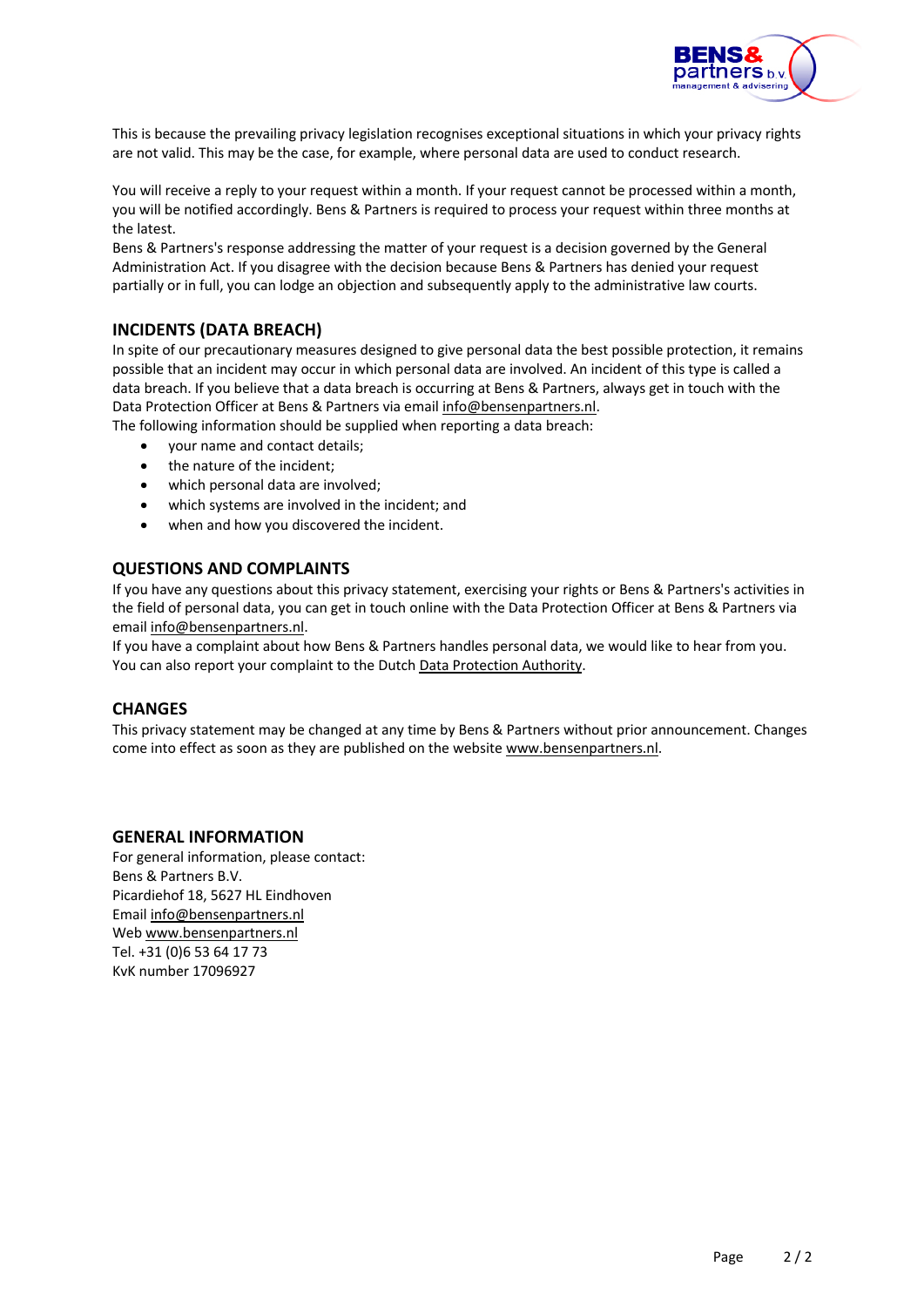This is because the prevailing privacy legislation recognises exceptional situations in which your privacy rights are not valid. This may be the case, for example, where personal data are used to conduct research.

You will receive a reply to your request within a month. If your request cannot be processed within a month, you will be notified accordingly. Bens & Partners is required to process your request within three months at the latest.
Bens & Partners's response addressing the matter of your request is a decision governed by the General Administration Act. If you disagree with the decision because Bens & Partners has denied your request partially or in full, you can lodge an objection and subsequently apply to the administrative law courts.

## INCIDENTS (DATA BREACH)

In spite of our precautionary measures designed to give personal data the best possible protection, it remains possible that an incident may occur in which personal data are involved. An incident of this type is called a data breach. If you believe that a data breach is occurring at Bens & Partners, always get in touch with the Data Protection Officer at Bens & Partners via email info@bensenpartners.nl.
The following information should be supplied when reporting a data breach:

- your name and contact details;
- the nature of the incident;
- which personal data are involved;
- which systems are involved in the incident; and
- when and how you discovered the incident.

## QUESTIONS AND COMPLAINTS

If you have any questions about this privacy statement, exercising your rights or Bens & Partners's activities in the field of personal data, you can get in touch online with the Data Protection Officer at Bens & Partners via email info@bensenpartners.nl.
If you have a complaint about how Bens & Partners handles personal data, we would like to hear from you. You can also report your complaint to the Dutch Data Protection Authority.

## CHANGES

This privacy statement may be changed at any time by Bens & Partners without prior announcement. Changes come into effect as soon as they are published on the website www.bensenpartners.nl.

## GENERAL INFORMATION

For general information, please contact:
Bens & Partners B.V.
Picardiehof 18, 5627 HL Eindhoven
Email info@bensenpartners.nl
Web www.bensenpartners.nl
Tel. +31 (0)6 53 64 17 73
KvK number 17096927